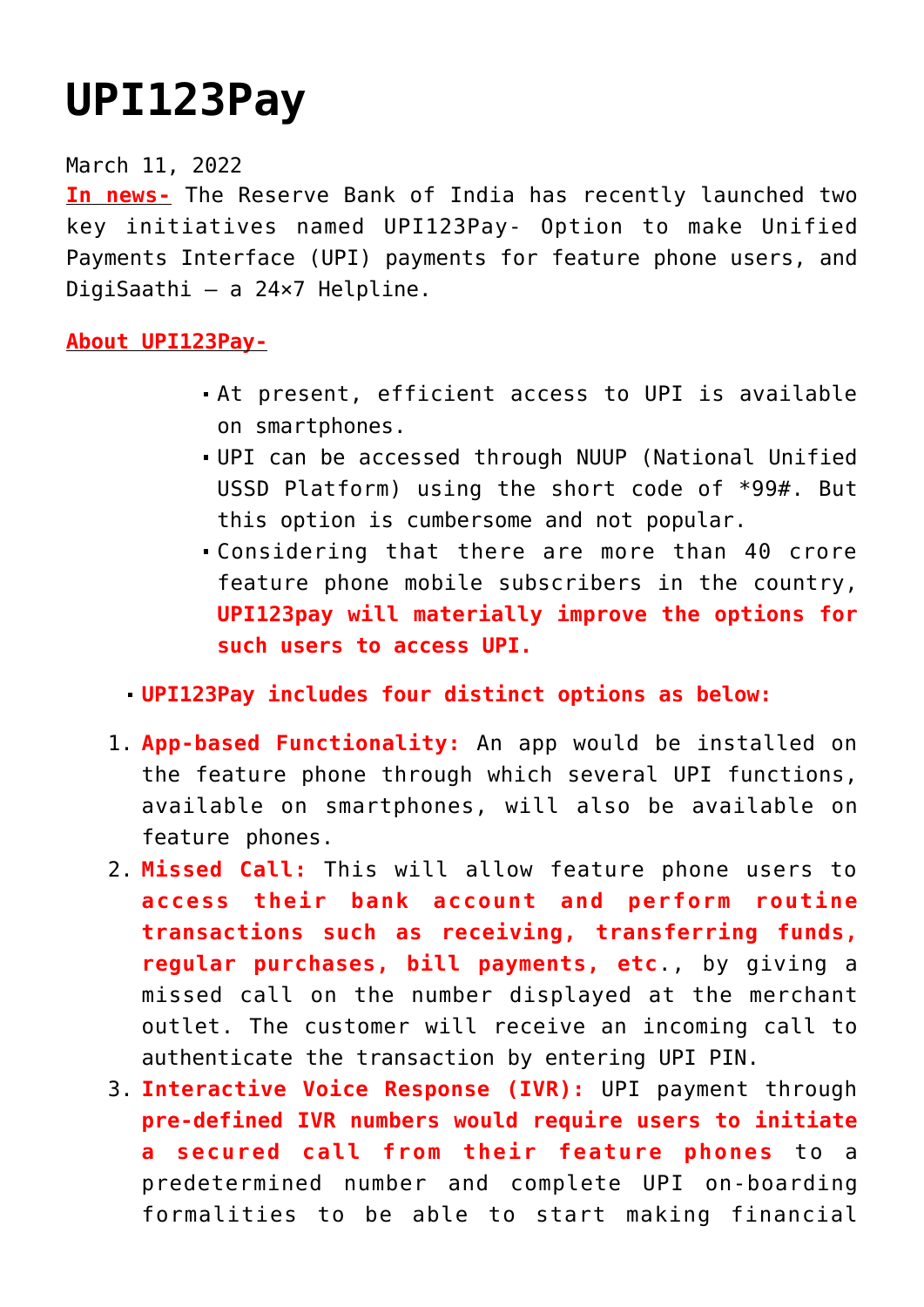# UPI123Pay

March 11, 2022

**In news-** The Reserve Bank of India has recently launched two key initiatives named UPI123Pay- Option to make Unified Payments Interface (UPI) payments for feature phone users, and DigiSaathi – a 24×7 Helpline.

**About UPI123Pay-**

- At present, efficient access to UPI is available on smartphones.
- UPI can be accessed through NUUP (National Unified USSD Platform) using the short code of *99#. But this option is cumbersome and not popular.
- Considering that there are more than 40 crore feature phone mobile subscribers in the country, **UPI123pay will materially improve the options for such users to access UPI.**

- **UPI123Pay includes four distinct options as below:**

1. **App-based Functionality:** An app would be installed on the feature phone through which several UPI functions, available on smartphones, will also be available on feature phones.
2. **Missed Call:** This will allow feature phone users to **access their bank account and perform routine transactions such as receiving, transferring funds, regular purchases, bill payments, etc**., by giving a missed call on the number displayed at the merchant outlet. The customer will receive an incoming call to authenticate the transaction by entering UPI PIN.
3. **Interactive Voice Response (IVR):** UPI payment through **pre-defined IVR numbers would require users to initiate a secured call from their feature phones** to a predetermined number and complete UPI on-boarding formalities to be able to start making financial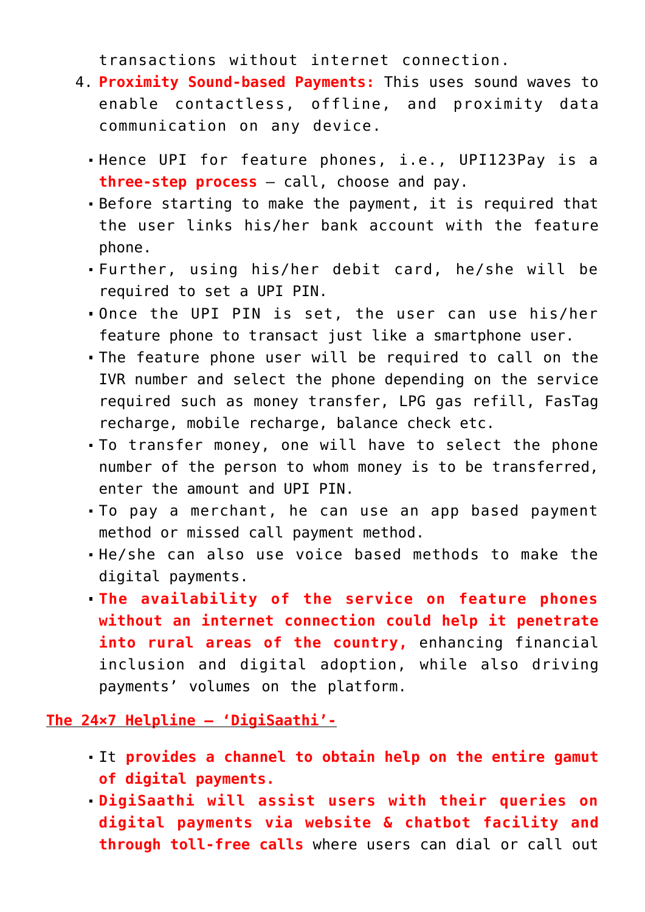transactions without internet connection.

4. **Proximity Sound-based Payments:** This uses sound waves to enable contactless, offline, and proximity data communication on any device.

- Hence UPI for feature phones, i.e., UPI123Pay is a **three-step process** – call, choose and pay.
- Before starting to make the payment, it is required that the user links his/her bank account with the feature phone.
- Further, using his/her debit card, he/she will be required to set a UPI PIN.
- Once the UPI PIN is set, the user can use his/her feature phone to transact just like a smartphone user.
- The feature phone user will be required to call on the IVR number and select the phone depending on the service required such as money transfer, LPG gas refill, FasTag recharge, mobile recharge, balance check etc.
- To transfer money, one will have to select the phone number of the person to whom money is to be transferred, enter the amount and UPI PIN.
- To pay a merchant, he can use an app based payment method or missed call payment method.
- He/she can also use voice based methods to make the digital payments.
- **The availability of the service on feature phones without an internet connection could help it penetrate into rural areas of the country,** enhancing financial inclusion and digital adoption, while also driving payments' volumes on the platform.

**The 24×7 Helpline – 'DigiSaathi'-**

- It **provides a channel to obtain help on the entire gamut of digital payments.**
- **DigiSaathi will assist users with their queries on digital payments via website & chatbot facility and through toll-free calls** where users can dial or call out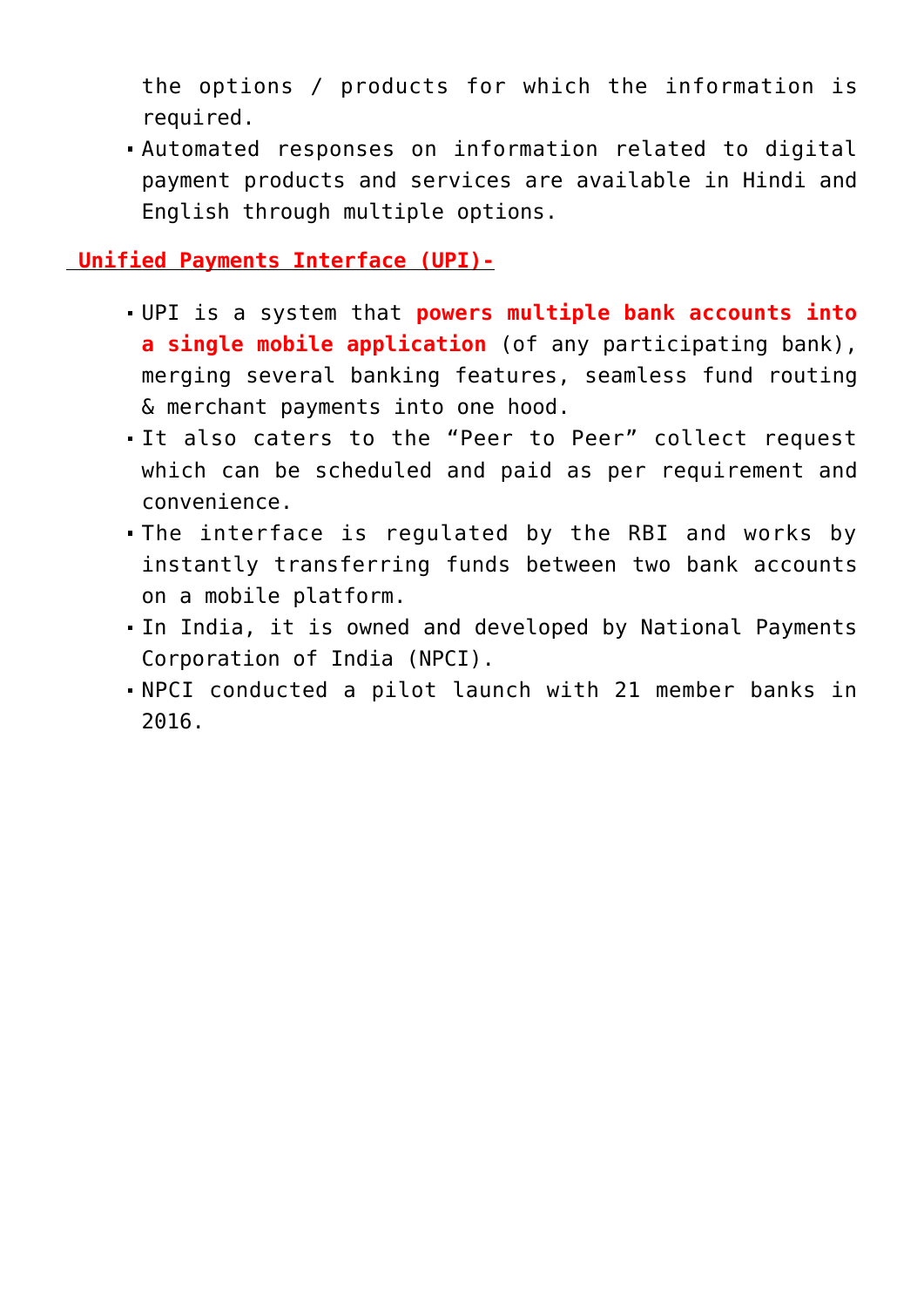the options / products for which the information is required.

- Automated responses on information related to digital payment products and services are available in Hindi and English through multiple options.

## Unified Payments Interface (UPI)-

- UPI is a system that **powers multiple bank accounts into a single mobile application** (of any participating bank), merging several banking features, seamless fund routing & merchant payments into one hood.
- It also caters to the "Peer to Peer" collect request which can be scheduled and paid as per requirement and convenience.
- The interface is regulated by the RBI and works by instantly transferring funds between two bank accounts on a mobile platform.
- In India, it is owned and developed by National Payments Corporation of India (NPCI).
- NPCI conducted a pilot launch with 21 member banks in 2016.